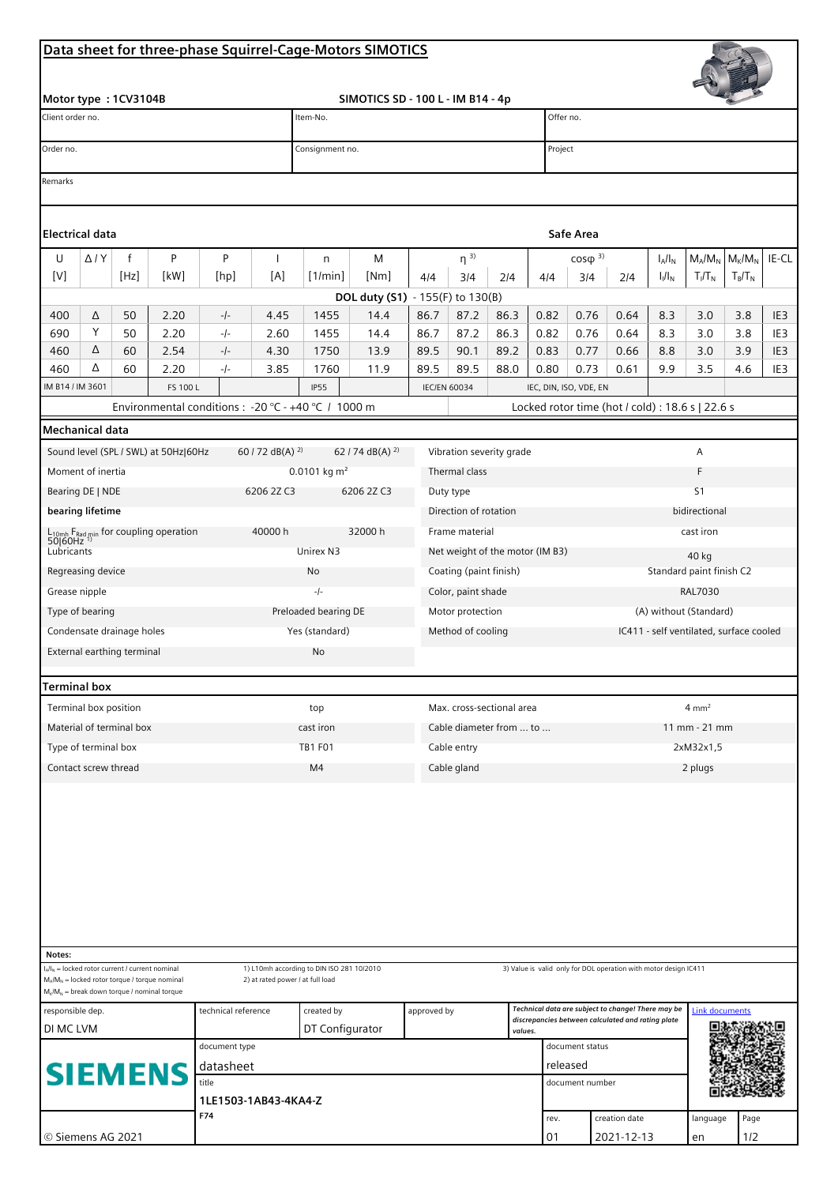## Data sheet for three-phase Squirrel-Cage-Motors SIMOTICS

**Motor type : 1CV3104B** — **SIMOTICS SD - 100 L - IM B14 - 4p**

| Client order no. | Item-No. | Offer no. |
|---|---|---|
| Order no. | Consignment no. | Project |

Remarks

### Electrical data

**Safe Area**

| U [V] | Δ / Y | f [Hz] | P [kW] | P [hp] | I [A] | n [1/min] | M [Nm] | η [3)] 4/4 | η 3/4 | η 2/4 | cosφ [3)] 4/4 | cosφ 3/4 | cosφ 2/4 | $I_A/I_N$ $I_l/I_N$ | $M_A/M_N$ $T_l/T_N$ | $M_K/M_N$ $T_B/T_N$ | IE-CL |
|---|---|---|---|---|---|---|---|---|---|---|---|---|---|---|---|---|---|
| **DOL duty (S1)** - 155(F) to 130(B) | | | | | | | | | | | | | | | | | |
| 400 | Δ | 50 | 2.20 | -/- | 4.45 | 1455 | 14.4 | 86.7 | 87.2 | 86.3 | 0.82 | 0.76 | 0.64 | 8.3 | 3.0 | 3.8 | IE3 |
| 690 | Y | 50 | 2.20 | -/- | 2.60 | 1455 | 14.4 | 86.7 | 87.2 | 86.3 | 0.82 | 0.76 | 0.64 | 8.3 | 3.0 | 3.8 | IE3 |
| 460 | Δ | 60 | 2.54 | -/- | 4.30 | 1750 | 13.9 | 89.5 | 90.1 | 89.2 | 0.83 | 0.77 | 0.66 | 8.8 | 3.0 | 3.9 | IE3 |
| 460 | Δ | 60 | 2.20 | -/- | 3.85 | 1760 | 11.9 | 89.5 | 89.5 | 88.0 | 0.80 | 0.73 | 0.61 | 9.9 | 3.5 | 4.6 | IE3 |
| IM B14 / IM 3601 | | | FS 100 L | | | IP55 | | IEC/EN 60034 | | | IEC, DIN, ISO, VDE, EN | | | | | | |

Environmental conditions : -20 °C - +40 °C / 1000 m

Locked rotor time (hot / cold) : 18.6 s | 22.6 s

### Mechanical data

| | | | | |
|---|---|---|---|---|
| Sound level (SPL / SWL) at 50Hz\|60Hz | 60 / 72 dB(A) [2)] | 62 / 74 dB(A) [2)] | Vibration severity grade | A |
| Moment of inertia | 0.0101 kg m² | | Thermal class | F |
| Bearing DE \| NDE | 6206 2Z C3 | 6206 2Z C3 | Duty type | S1 |
| **bearing lifetime** | | | Direction of rotation | bidirectional |
| $L_{10mh}$ $F_{Rad\,min}$ for coupling operation 50\|60Hz [1)] | 40000 h | 32000 h | Frame material | cast iron |
| Lubricants | Unirex N3 | | Net weight of the motor (IM B3) | 40 kg |
| Regreasing device | No | | Coating (paint finish) | Standard paint finish C2 |
| Grease nipple | -/- | | Color, paint shade | RAL7030 |
| Type of bearing | Preloaded bearing DE | | Motor protection | (A) without (Standard) |
| Condensate drainage holes | Yes (standard) | | Method of cooling | IC411 - self ventilated, surface cooled |
| External earthing terminal | No | | | |

### Terminal box

| | | | |
|---|---|---|---|
| Terminal box position | top | Max. cross-sectional area | 4 mm² |
| Material of terminal box | cast iron | Cable diameter from ... to ... | 11 mm - 21 mm |
| Type of terminal box | TB1 F01 | Cable entry | 2xM32x1,5 |
| Contact screw thread | M4 | Cable gland | 2 plugs |

**Notes:**

- $I_A/I_N$ = locked rotor current / current nominal
- $M_A/M_N$ = locked rotor torque / torque nominal
- $M_K/M_N$ = break down torque / nominal torque

1) L10mh according to DIN ISO 281 10/2010
2) at rated power / at full load
3) Value is valid only for DOL operation with motor design IC411

| responsible dep. | technical reference | created by | approved by | *Technical data are subject to change! There may be discrepancies between calculated and rating plate values.* | Link documents |
|---|---|---|---|---|---|
| DI MC LVM | | DT Configurator | | | |

SIEMENS

| document type | document status |
|---|---|
| datasheet | released |
| title | document number |
| 1LE1503-1AB43-4KA4-Z | |
| F74 | |

| rev. | creation date | language |
|---|---|---|
| 01 | 2021-12-13 | en |

© Siemens AG 2021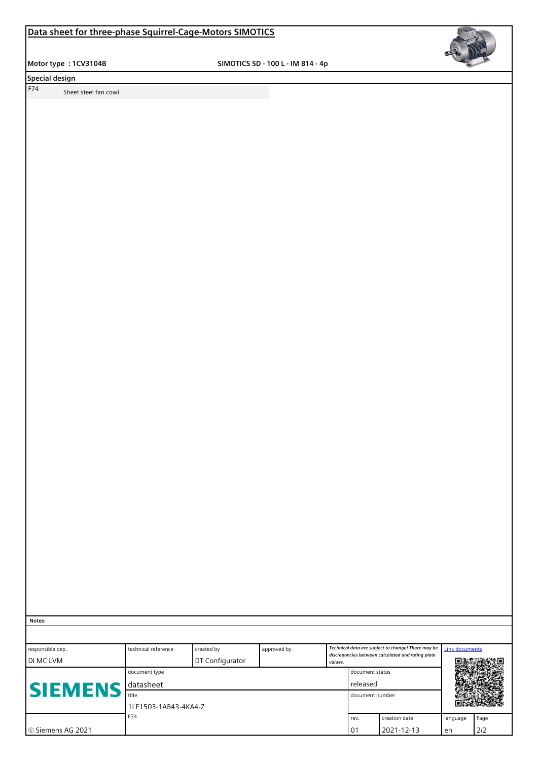# Data sheet for three-phase Squirrel-Cage-Motors SIMOTICS

**Motor type : 1CV3104B** **SIMOTICS SD - 100 L - IM B14 - 4p**

## Special design

| | |
|---|---|
| F74 | Sheet steel fan cowl |

**Notes:**

| responsible dep. | technical reference | created by | approved by | *Technical data are subject to change! There may be discrepancies between calculated and rating plate values.* | | Link documents | |
|---|---|---|---|---|---|---|---|
| DI MC LVM | | DT Configurator | | | | | |
| **SIEMENS** | document type: datasheet | | | document status: released | | | |
| | title: 1LE1503-1AB43-4KA4-Z | | | document number | | | |
| © Siemens AG 2021 | F74 | | | rev.: 01 | creation date: 2021-12-13 | language: en | Page: 2/2 |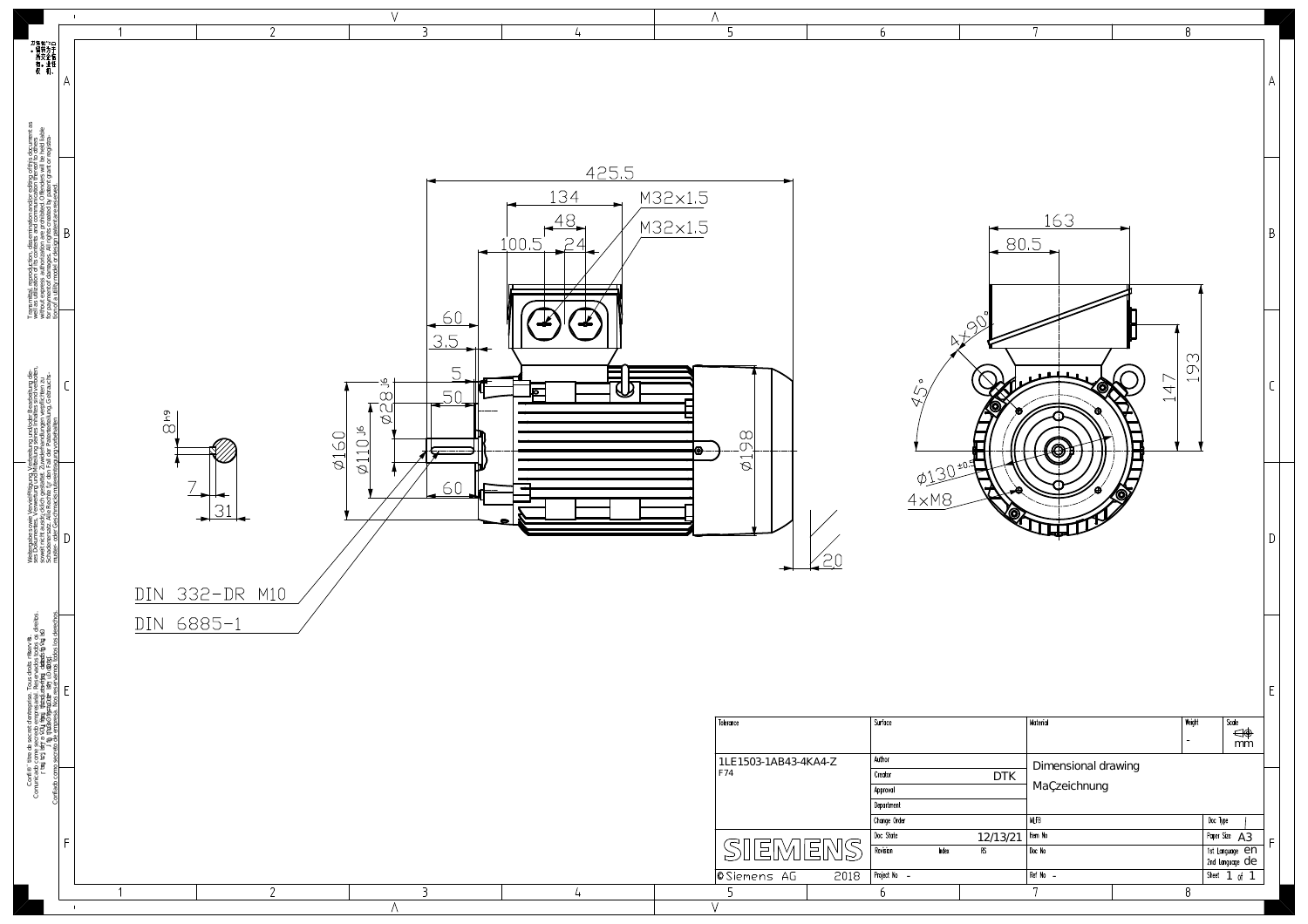425.5
134
48
100.5
24
M32x1.5
M32x1.5
60
3.5
5
50
60
Ø160
Ø110 j6
Ø28 j6
Ø198
20
8 h9
7
31
DIN 332-DR M10
DIN 6885-1

163
80.5
4x90°
45°
147
193
Ø130 ±0.5
4xM8

| | | | | | |
|---|---|---|---|---|---|
| Tolerance | Surface | Material | | Weight - | Scale mm |
| 1LE1503-1AB43-4KA4-Z F74 | Author | Dimensional drawing | | | |
| | Creator DTK | Maßzeichnung | | | |
| | Approval | | | | |
| | Department | | | | |
| | Change Order | MLFB | | Doc Type | |
| SIEMENS | Doc State 12/13/21 | Item No | | Paper Size A3 | |
| | Revision Index RS | Doc No | | 1st Language en / 2nd Language de | |
| © Siemens AG 2018 | Project No - | Ref No - | | Sheet 1 of 1 | |